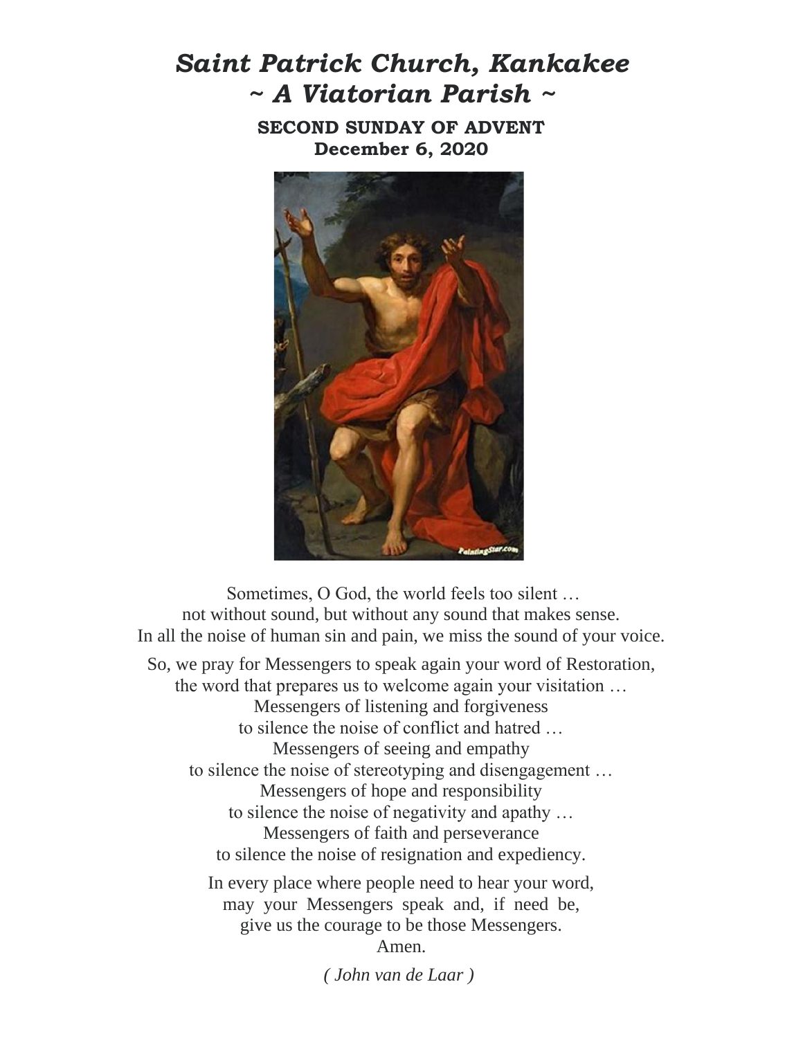# *Saint Patrick Church, Kankakee*
# *~ A Viatorian Parish ~*

**SECOND SUNDAY OF ADVENT**
**December 6, 2020**

Sometimes, O God, the world feels too silent …
not without sound, but without any sound that makes sense.
In all the noise of human sin and pain, we miss the sound of your voice.

So, we pray for Messengers to speak again your word of Restoration,
the word that prepares us to welcome again your visitation …
Messengers of listening and forgiveness
to silence the noise of conflict and hatred …
Messengers of seeing and empathy
to silence the noise of stereotyping and disengagement …
Messengers of hope and responsibility
to silence the noise of negativity and apathy …
Messengers of faith and perseverance
to silence the noise of resignation and expediency.

In every place where people need to hear your word,
may your Messengers speak and, if need be,
give us the courage to be those Messengers.
Amen.

*( John van de Laar )*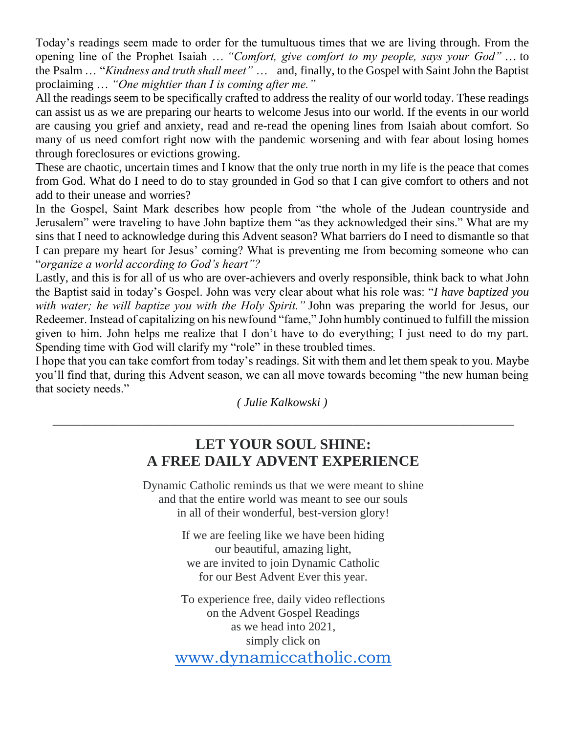Today's readings seem made to order for the tumultuous times that we are living through. From the opening line of the Prophet Isaiah … *"Comfort, give comfort to my people, says your God"* … to the Psalm … "*Kindness and truth shall meet"* … and, finally, to the Gospel with Saint John the Baptist proclaiming … *"One mightier than I is coming after me."*

All the readings seem to be specifically crafted to address the reality of our world today. These readings can assist us as we are preparing our hearts to welcome Jesus into our world. If the events in our world are causing you grief and anxiety, read and re-read the opening lines from Isaiah about comfort. So many of us need comfort right now with the pandemic worsening and with fear about losing homes through foreclosures or evictions growing.

These are chaotic, uncertain times and I know that the only true north in my life is the peace that comes from God. What do I need to do to stay grounded in God so that I can give comfort to others and not add to their unease and worries?

In the Gospel, Saint Mark describes how people from "the whole of the Judean countryside and Jerusalem" were traveling to have John baptize them "as they acknowledged their sins." What are my sins that I need to acknowledge during this Advent season? What barriers do I need to dismantle so that I can prepare my heart for Jesus' coming? What is preventing me from becoming someone who can "*organize a world according to God's heart"?*

Lastly, and this is for all of us who are over-achievers and overly responsible, think back to what John the Baptist said in today's Gospel. John was very clear about what his role was: "*I have baptized you with water; he will baptize you with the Holy Spirit."* John was preparing the world for Jesus, our Redeemer. Instead of capitalizing on his newfound "fame," John humbly continued to fulfill the mission given to him. John helps me realize that I don't have to do everything; I just need to do my part. Spending time with God will clarify my "role" in these troubled times.

I hope that you can take comfort from today's readings. Sit with them and let them speak to you. Maybe you'll find that, during this Advent season, we can all move towards becoming "the new human being that society needs."

*( Julie Kalkowski )*

---

## LET YOUR SOUL SHINE: A FREE DAILY ADVENT EXPERIENCE

Dynamic Catholic reminds us that we were meant to shine
and that the entire world was meant to see our souls
in all of their wonderful, best-version glory!

If we are feeling like we have been hiding
our beautiful, amazing light,
we are invited to join Dynamic Catholic
for our Best Advent Ever this year.

To experience free, daily video reflections
on the Advent Gospel Readings
as we head into 2021,
simply click on

www.dynamiccatholic.com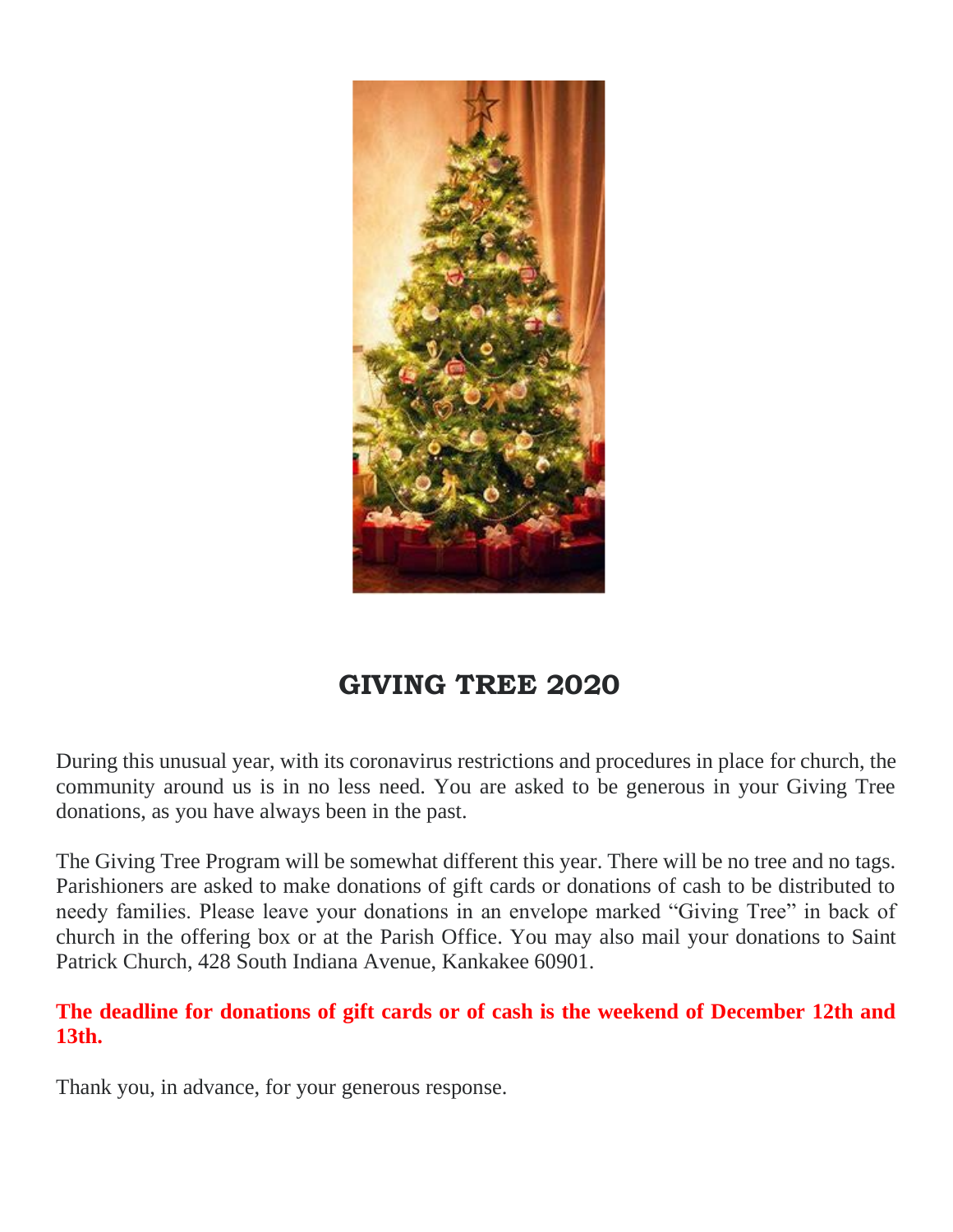# GIVING TREE 2020

During this unusual year, with its coronavirus restrictions and procedures in place for church, the community around us is in no less need. You are asked to be generous in your Giving Tree donations, as you have always been in the past.

The Giving Tree Program will be somewhat different this year. There will be no tree and no tags. Parishioners are asked to make donations of gift cards or donations of cash to be distributed to needy families. Please leave your donations in an envelope marked "Giving Tree" in back of church in the offering box or at the Parish Office. You may also mail your donations to Saint Patrick Church, 428 South Indiana Avenue, Kankakee 60901.

**The deadline for donations of gift cards or of cash is the weekend of December 12th and 13th.**

Thank you, in advance, for your generous response.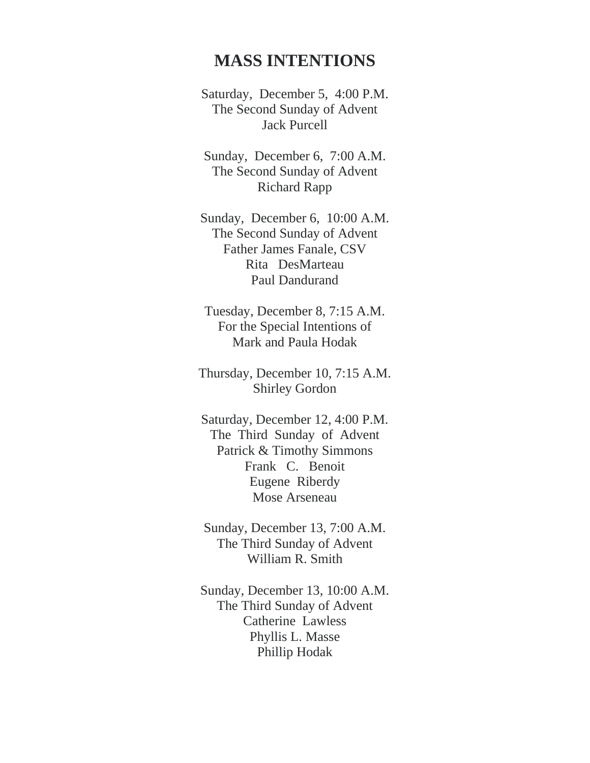# MASS INTENTIONS

Saturday, December 5, 4:00 P.M.
The Second Sunday of Advent
Jack Purcell

Sunday, December 6, 7:00 A.M.
The Second Sunday of Advent
Richard Rapp

Sunday, December 6, 10:00 A.M.
The Second Sunday of Advent
Father James Fanale, CSV
Rita DesMarteau
Paul Dandurand

Tuesday, December 8, 7:15 A.M.
For the Special Intentions of
Mark and Paula Hodak

Thursday, December 10, 7:15 A.M.
Shirley Gordon

Saturday, December 12, 4:00 P.M.
The Third Sunday of Advent
Patrick & Timothy Simmons
Frank C. Benoit
Eugene Riberdy
Mose Arseneau

Sunday, December 13, 7:00 A.M.
The Third Sunday of Advent
William R. Smith

Sunday, December 13, 10:00 A.M.
The Third Sunday of Advent
Catherine Lawless
Phyllis L. Masse
Phillip Hodak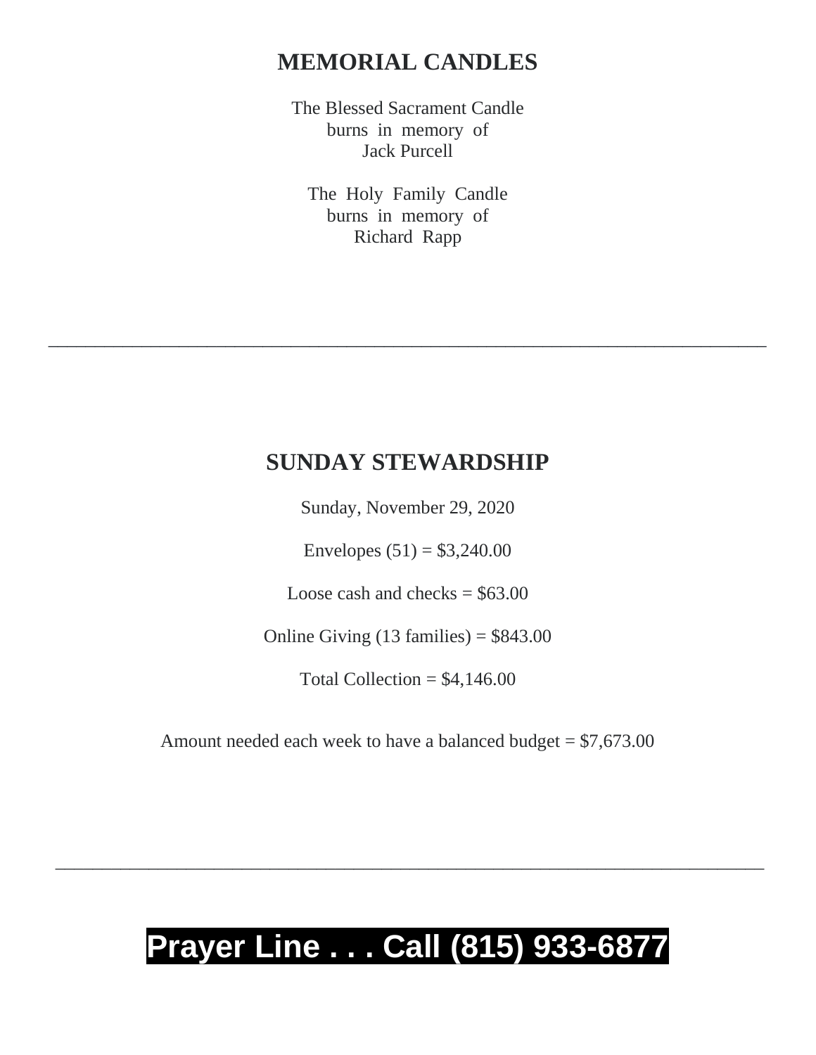## MEMORIAL CANDLES

The Blessed Sacrament Candle
burns in memory of
Jack Purcell

The Holy Family Candle
burns in memory of
Richard Rapp

---

## SUNDAY STEWARDSHIP

Sunday, November 29, 2020

Envelopes (51) = $3,240.00

Loose cash and checks = $63.00

Online Giving (13 families) = $843.00

Total Collection = $4,146.00

Amount needed each week to have a balanced budget = $7,673.00

---

# Prayer Line . . . Call (815) 933-6877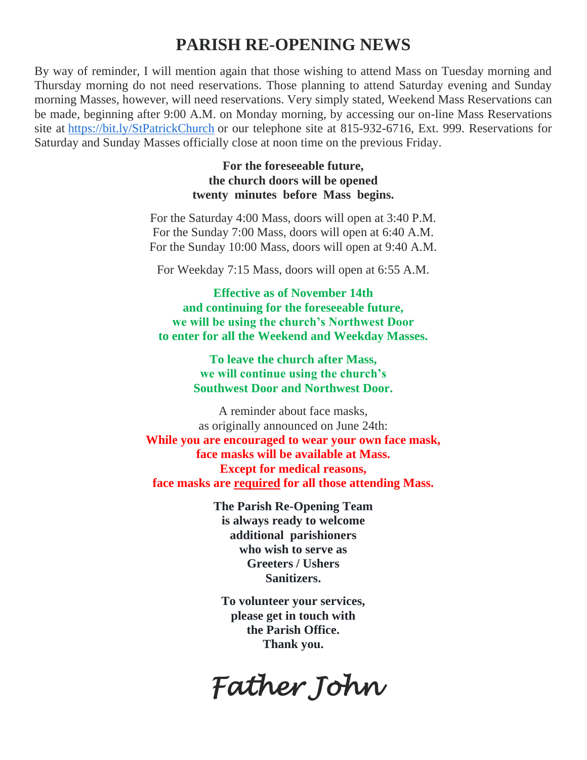# PARISH RE-OPENING NEWS

By way of reminder, I will mention again that those wishing to attend Mass on Tuesday morning and Thursday morning do not need reservations. Those planning to attend Saturday evening and Sunday morning Masses, however, will need reservations. Very simply stated, Weekend Mass Reservations can be made, beginning after 9:00 A.M. on Monday morning, by accessing our on-line Mass Reservations site at [https://bit.ly/StPatrickChurch](https://bit.ly/StPatrickChurch) or our telephone site at 815-932-6716, Ext. 999. Reservations for Saturday and Sunday Masses officially close at noon time on the previous Friday.

**For the foreseeable future,**
**the church doors will be opened**
**twenty minutes before Mass begins.**

For the Saturday 4:00 Mass, doors will open at 3:40 P.M.
For the Sunday 7:00 Mass, doors will open at 6:40 A.M.
For the Sunday 10:00 Mass, doors will open at 9:40 A.M.

For Weekday 7:15 Mass, doors will open at 6:55 A.M.

**Effective as of November 14th**
**and continuing for the foreseeable future,**
**we will be using the church's Northwest Door**
**to enter for all the Weekend and Weekday Masses.**

**To leave the church after Mass,**
**we will continue using the church's**
**Southwest Door and Northwest Door.**

A reminder about face masks,
as originally announced on June 24th:
**While you are encouraged to wear your own face mask,**
**face masks will be available at Mass.**
**Except for medical reasons,**
**face masks are <u>required</u> for all those attending Mass.**

**The Parish Re-Opening Team**
**is always ready to welcome**
**additional parishioners**
**who wish to serve as**
**Greeters / Ushers**
**Sanitizers.**

**To volunteer your services,**
**please get in touch with**
**the Parish Office.**
**Thank you.**

*Father John*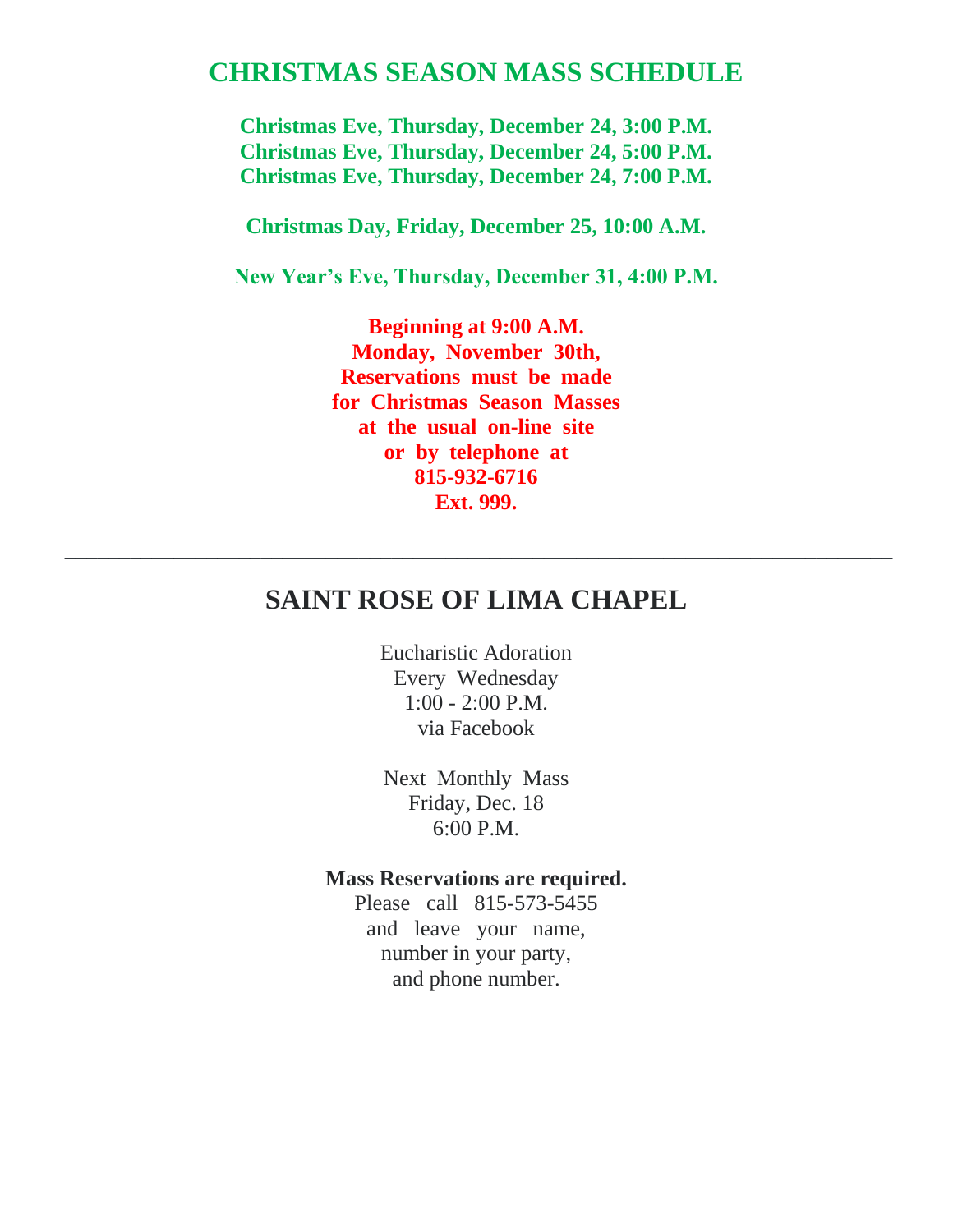## CHRISTMAS SEASON MASS SCHEDULE

**Christmas Eve, Thursday, December 24, 3:00 P.M.**
**Christmas Eve, Thursday, December 24, 5:00 P.M.**
**Christmas Eve, Thursday, December 24, 7:00 P.M.**

**Christmas Day, Friday, December 25, 10:00 A.M.**

**New Year's Eve, Thursday, December 31, 4:00 P.M.**

**Beginning at 9:00 A.M.**
**Monday, November 30th,**
**Reservations must be made**
**for Christmas Season Masses**
**at the usual on-line site**
**or by telephone at**
**815-932-6716**
**Ext. 999.**

---

## SAINT ROSE OF LIMA CHAPEL

Eucharistic Adoration
Every Wednesday
1:00 - 2:00 P.M.
via Facebook

Next Monthly Mass
Friday, Dec. 18
6:00 P.M.

**Mass Reservations are required.**
Please call 815-573-5455
and leave your name,
number in your party,
and phone number.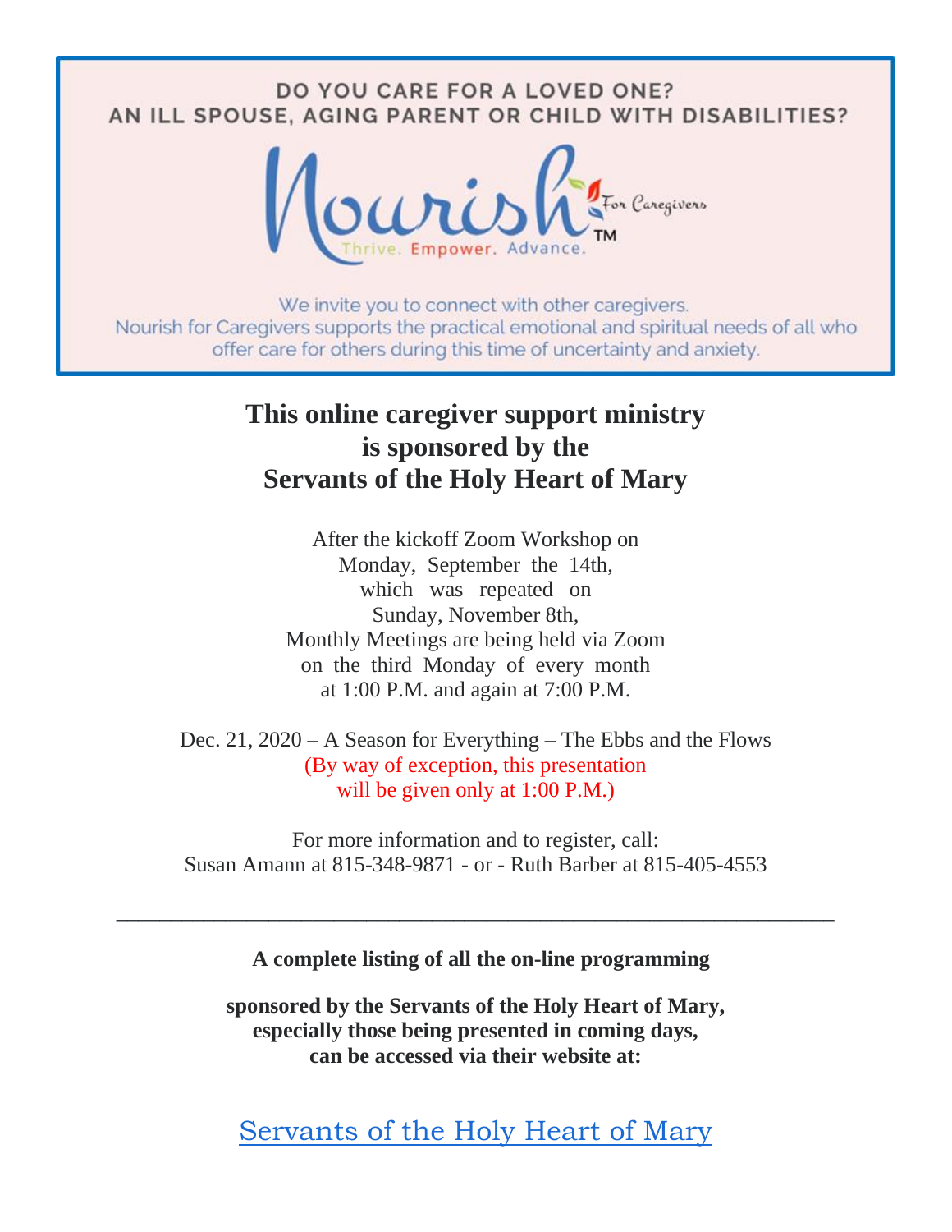DO YOU CARE FOR A LOVED ONE?
AN ILL SPOUSE, AGING PARENT OR CHILD WITH DISABILITIES?

Nourish For Caregivers™

Thrive. Empower. Advance.

We invite you to connect with other caregivers.
Nourish for Caregivers supports the practical emotional and spiritual needs of all who offer care for others during this time of uncertainty and anxiety.

**This online caregiver support ministry is sponsored by the Servants of the Holy Heart of Mary**

After the kickoff Zoom Workshop on Monday, September the 14th, which was repeated on Sunday, November 8th, Monthly Meetings are being held via Zoom on the third Monday of every month at 1:00 P.M. and again at 7:00 P.M.

Dec. 21, 2020 – A Season for Everything – The Ebbs and the Flows
(By way of exception, this presentation will be given only at 1:00 P.M.)

For more information and to register, call:
Susan Amann at 815-348-9871 - or - Ruth Barber at 815-405-4553

---

**A complete listing of all the on-line programming**

**sponsored by the Servants of the Holy Heart of Mary, especially those being presented in coming days, can be accessed via their website at:**

Servants of the Holy Heart of Mary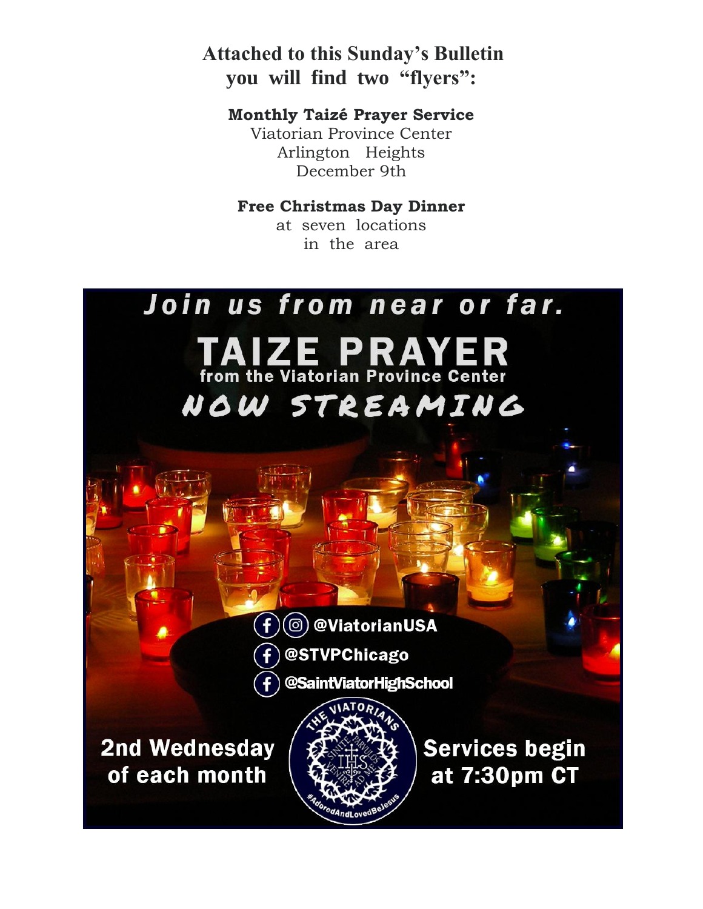**Attached to this Sunday's Bulletin you will find two "flyers":**

**Monthly Taizé Prayer Service**
Viatorian Province Center
Arlington Heights
December 9th

**Free Christmas Day Dinner**
at seven locations
in the area

*Join us from near or far.*

# TAIZE PRAYER

**from the Viatorian Province Center**

NOW STREAMING

@ViatorianUSA

@STVPChicago

@SaintViatorHighSchool

THE VIATORIANS
SINITE PARVULOS VENIRE AD ME
IHS
#AdoredAndLovedBeJesus

**2nd Wednesday of each month**

**Services begin at 7:30pm CT**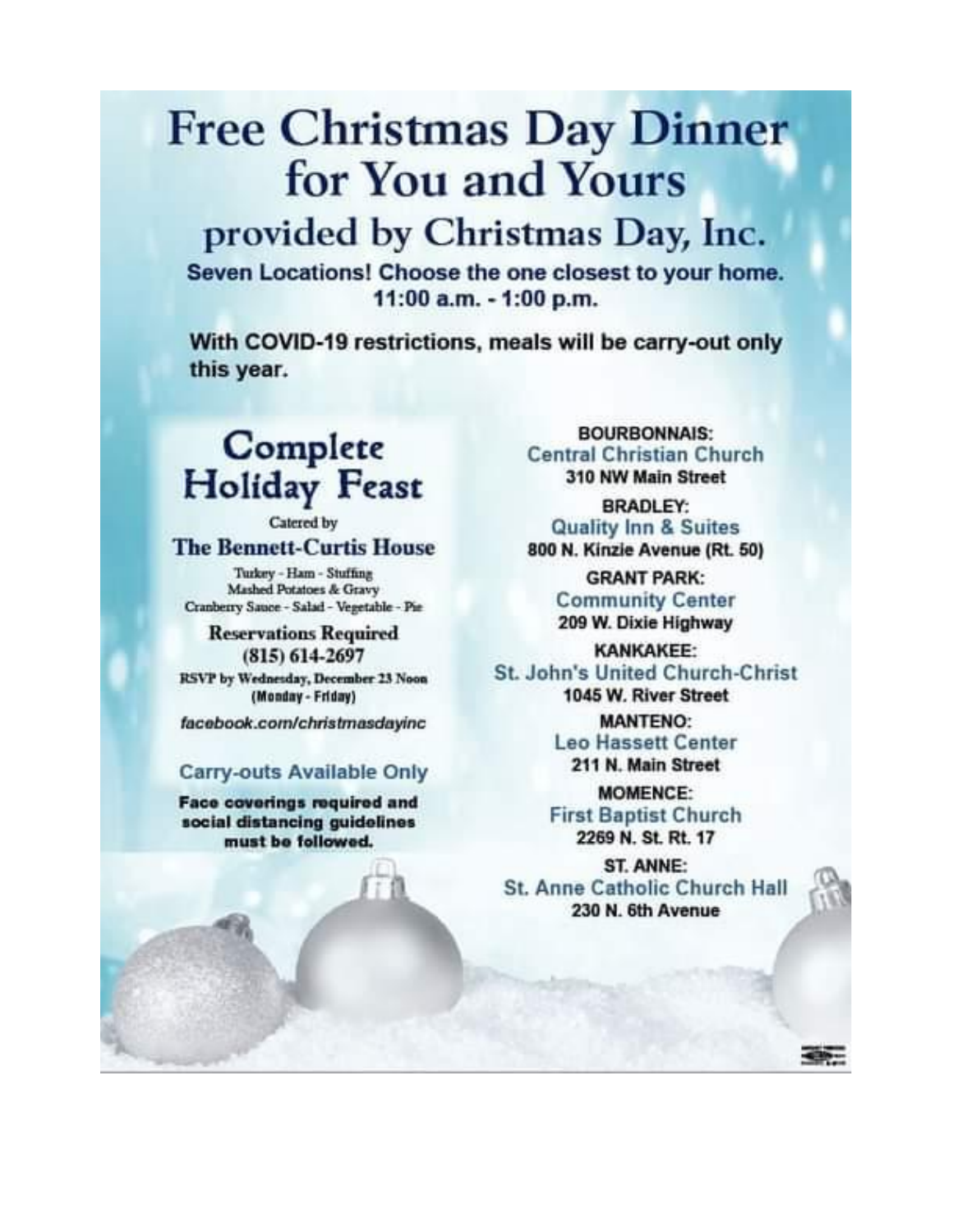# Free Christmas Day Dinner for You and Yours

## provided by Christmas Day, Inc.

**Seven Locations! Choose the one closest to your home.**
**11:00 a.m. - 1:00 p.m.**

**With COVID-19 restrictions, meals will be carry-out only this year.**

## Complete Holiday Feast

Catered by

### The Bennett-Curtis House

Turkey - Ham - Stuffing
Mashed Potatoes & Gravy
Cranberry Sauce - Salad - Vegetable - Pie

**Reservations Required**
**(815) 614-2697**

**RSVP by Wednesday, December 23 Noon**
**(Monday - Friday)**

*facebook.com/christmasdayinc*

### Carry-outs Available Only

**Face coverings required and social distancing guidelines must be followed.**

**BOURBONNAIS:**
Central Christian Church
**310 NW Main Street**

**BRADLEY:**
Quality Inn & Suites
**800 N. Kinzie Avenue (Rt. 50)**

**GRANT PARK:**
Community Center
**209 W. Dixie Highway**

**KANKAKEE:**
St. John's United Church-Christ
**1045 W. River Street**

**MANTENO:**
Leo Hassett Center
**211 N. Main Street**

**MOMENCE:**
First Baptist Church
**2269 N. St. Rt. 17**

**ST. ANNE:**
St. Anne Catholic Church Hall
**230 N. 6th Avenue**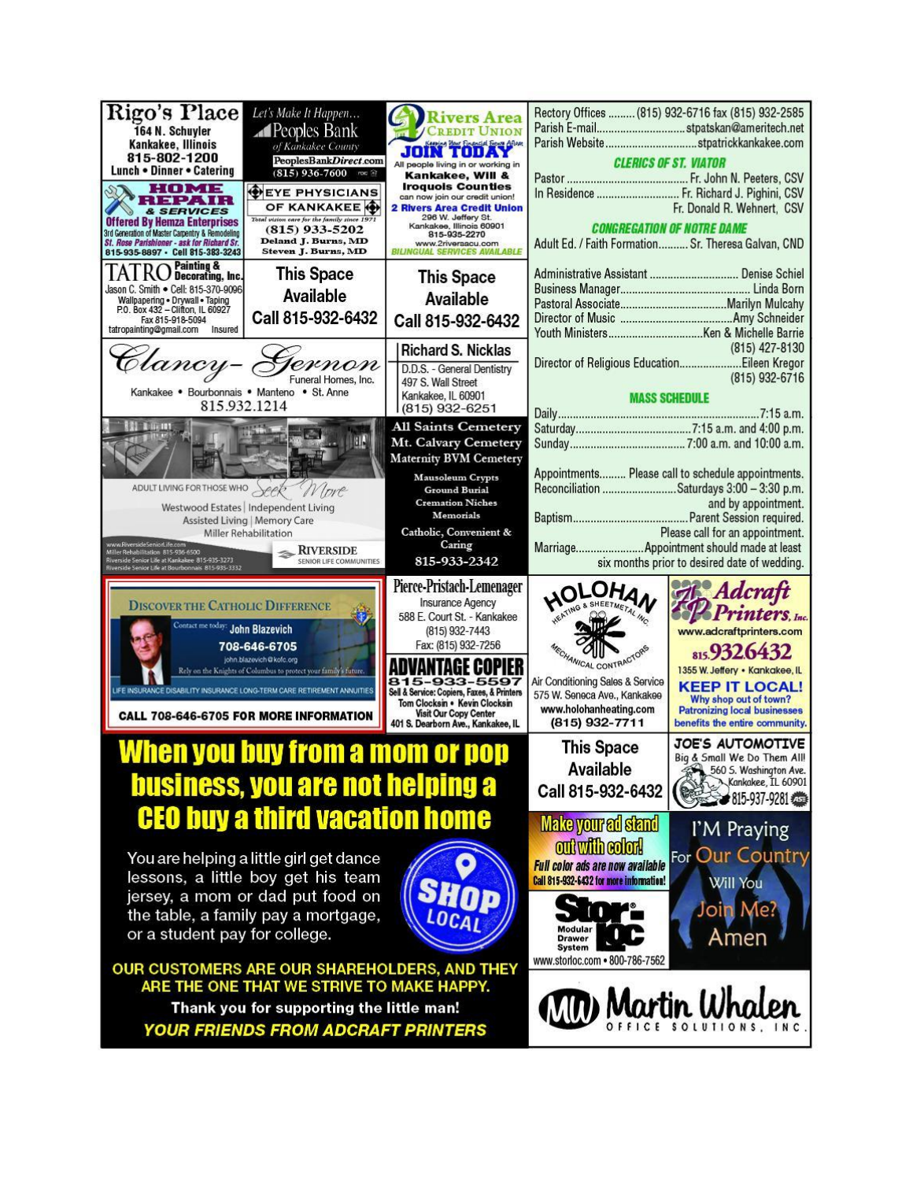**Rigo's Place**
164 N. Schuyler
Kankakee, Illinois
815-802-1200
Lunch • Dinner • Catering

*Let's Make It Happen...*
**Peoples Bank** of Kankakee County
PeoplesBankDirect.com
(815) 936-7600

**Rivers Area Credit Union**
**JOIN TODAY**
All people living in or working in **Kankakee, Will & Iroquois Counties** can now join our credit union!
**2 Rivers Area Credit Union**
296 W. Jeffery St.
Kankakee, Illinois 60901
815-935-2270
www.2riversacu.com
BILINGUAL SERVICES AVAILABLE

**HOME REPAIR & SERVICES**
Offered By Hemza Enterprises
3rd Generation of Master Carpentry & Remodeling
St. Rose Parishioner - ask for Richard Sr.
815-935-8897 • Cell 815-383-3243

**EYE PHYSICIANS OF KANKAKEE**
Total vision care for the family since 1971
(815) 933-5202
Deland J. Burns, MD
Steven J. Burns, MD

**TATRO Painting & Decorating, Inc.**
Jason C. Smith • Cell: 815-370-9096
Wallpapering • Drywall • Taping
P.O. Box 432 – Clifton, IL 60927
Fax 815-918-5094
tatropainting@gmail.com Insured

**This Space Available**
Call 815-932-6432

**This Space Available**
Call 815-932-6432

**Clancy-Gernon** Funeral Homes, Inc.
Kankakee • Bourbonnais • Manteno • St. Anne
815.932.1214

**Richard S. Nicklas**
D.D.S. - General Dentistry
497 S. Wall Street
Kankakee, IL 60901
(815) 932-6251

ADULT LIVING FOR THOSE WHO *Seek More*
Westwood Estates | Independent Living
Assisted Living | Memory Care
Miller Rehabilitation
www.RiversideSeniorLife.com
Miller Rehabilitation 815-936-6500
Riverside Senior Life at Kankakee 815-935-3273
Riverside Senior Life at Bourbonnais 815-935-3332
**RIVERSIDE** SENIOR LIFE COMMUNITIES

**All Saints Cemetery**
**Mt. Calvary Cemetery**
**Maternity BVM Cemetery**
Mausoleum Crypts
Ground Burial
Cremation Niches
Memorials
Catholic, Convenient & Caring
815-933-2342

| | |
|---|---|
| Rectory Offices | (815) 932-6716 fax (815) 932-2585 |
| Parish E-mail | stpatskan@ameritech.net |
| Parish Website | stpatrickkankakee.com |

**CLERICS OF ST. VIATOR**

| | |
|---|---|
| Pastor | Fr. John N. Peeters, CSV |
| In Residence | Fr. Richard J. Pighini, CSV |
| | Fr. Donald R. Wehnert, CSV |

**CONGREGATION OF NOTRE DAME**

| | |
|---|---|
| Adult Ed. / Faith Formation | Sr. Theresa Galvan, CND |
| Administrative Assistant | Denise Schiel |
| Business Manager | Linda Born |
| Pastoral Associate | Marilyn Mulcahy |
| Director of Music | Amy Schneider |
| Youth Ministers | Ken & Michelle Barrie (815) 427-8130 |
| Director of Religious Education | Eileen Kregor (815) 932-6716 |

**MASS SCHEDULE**

| | |
|---|---|
| Daily | 7:15 a.m. |
| Saturday | 7:15 a.m. and 4:00 p.m. |
| Sunday | 7:00 a.m. and 10:00 a.m. |

| | |
|---|---|
| Appointments | Please call to schedule appointments. |
| Reconciliation | Saturdays 3:00 – 3:30 p.m. and by appointment. |
| Baptism | Parent Session required. Please call for an appointment. |
| Marriage | Appointment should made at least six months prior to desired date of wedding. |

**DISCOVER THE CATHOLIC DIFFERENCE**
Contact me today: **John Blazevich**
708-646-6705
john.blazevich@kofc.org
Rely on the Knights of Columbus to protect your family's future.
LIFE INSURANCE DISABILITY INSURANCE LONG-TERM CARE RETIREMENT ANNUITIES
**CALL 708-646-6705 FOR MORE INFORMATION**

**Pierce-Pristach-Lemenager**
Insurance Agency
588 E. Court St. - Kankakee
(815) 932-7443
Fax: (815) 932-7256

**ADVANTAGE COPIER**
815-933-5597
Sell & Service: Copiers, Faxes, & Printers
Tom Clocksin • Kevin Clocksin
Visit Our Copy Center
401 S. Dearborn Ave., Kankakee, IL

**HOLOHAN** HEATING & SHEETMETAL INC.
MECHANICAL CONTRACTORS
Air Conditioning Sales & Service
575 W. Seneca Ave., Kankakee
www.holohanheating.com
(815) 932-7711

**Adcraft Printers, Inc.**
www.adcraftprinters.com
815.932.6432
1355 W. Jeffery • Kankakee, IL
**KEEP IT LOCAL!**
Why shop out of town?
Patronizing local businesses benefits the entire community.

# When you buy from a mom or pop business, you are not helping a CEO buy a third vacation home

You are helping a little girl get dance lessons, a little boy get his team jersey, a mom or dad put food on the table, a family pay a mortgage, or a student pay for college.

SHOP LOCAL

**OUR CUSTOMERS ARE OUR SHAREHOLDERS, AND THEY ARE THE ONE THAT WE STRIVE TO MAKE HAPPY.**

**Thank you for supporting the little man!**

***YOUR FRIENDS FROM ADCRAFT PRINTERS***

**This Space Available**
Call 815-932-6432

**JOE'S AUTOMOTIVE**
Big & Small We Do Them All!
560 S. Washington Ave.
Kankakee, IL 60901
815-937-9281

**Make your ad stand out with color!**
*Full color ads are now available*
Call 815-932-6432 for more information!

I'M Praying For Our Country
Will You Join Me?
Amen

**Stor-Loc**
Modular Drawer System
www.storloc.com • 800-786-7562

**Martin Whalen** OFFICE SOLUTIONS, INC.